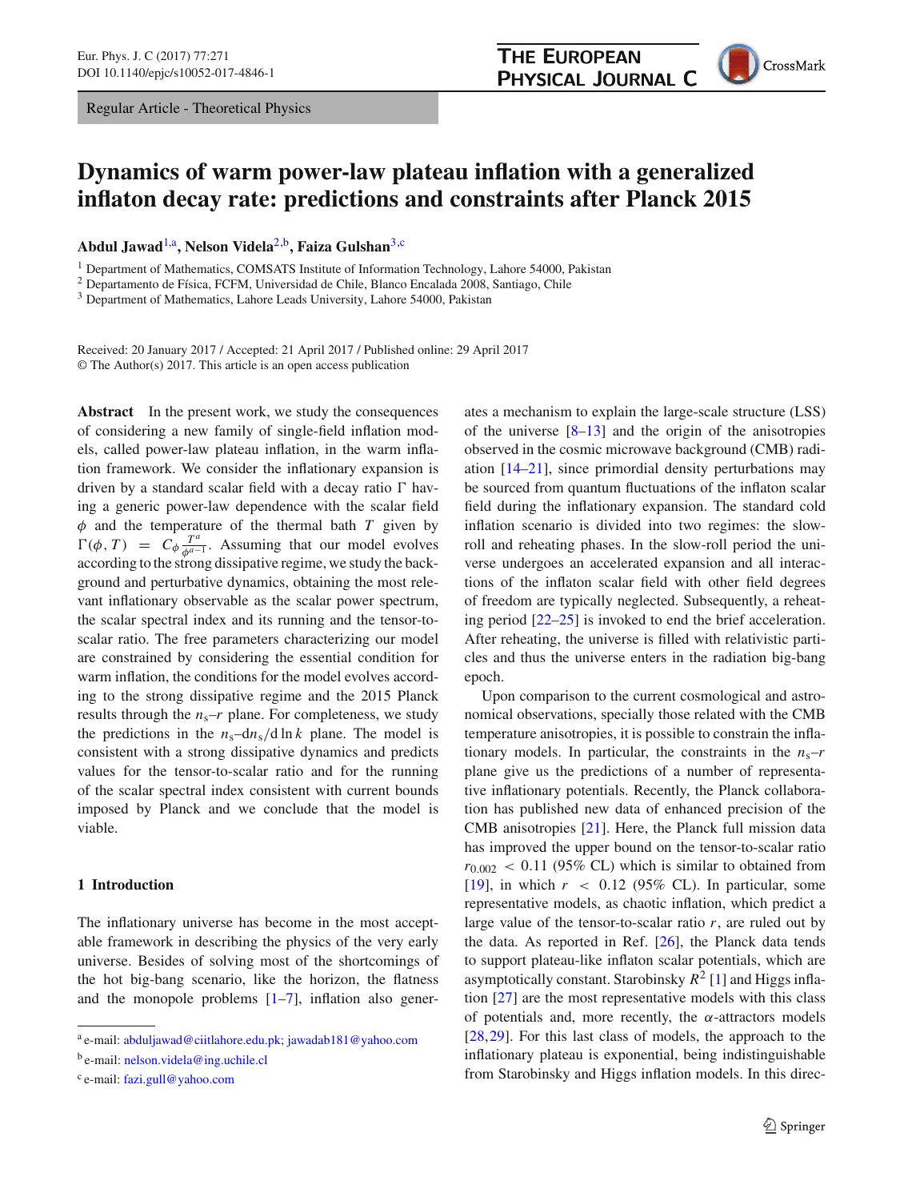Regular Article - Theoretical Physics

# Dynamics of warm power-law plateau inflation with a generalized inflaton decay rate: predictions and constraints after Planck 2015

**Abdul Jawad**[1,a], **Nelson Videla**[2,b], **Faiza Gulshan**[3,c]

[1] Department of Mathematics, COMSATS Institute of Information Technology, Lahore 54000, Pakistan
[2] Departamento de Física, FCFM, Universidad de Chile, Blanco Encalada 2008, Santiago, Chile
[3] Department of Mathematics, Lahore Leads University, Lahore 54000, Pakistan

Received: 20 January 2017 / Accepted: 21 April 2017 / Published online: 29 April 2017
© The Author(s) 2017. This article is an open access publication

**Abstract** In the present work, we study the consequences of considering a new family of single-field inflation models, called power-law plateau inflation, in the warm inflation framework. We consider the inflationary expansion is driven by a standard scalar field with a decay ratio $\Gamma$ having a generic power-law dependence with the scalar field $\phi$ and the temperature of the thermal bath $T$ given by $\Gamma(\phi, T) = C_\phi \frac{T^a}{\phi^{a-1}}$. Assuming that our model evolves according to the strong dissipative regime, we study the background and perturbative dynamics, obtaining the most relevant inflationary observable as the scalar power spectrum, the scalar spectral index and its running and the tensor-to-scalar ratio. The free parameters characterizing our model are constrained by considering the essential condition for warm inflation, the conditions for the model evolves according to the strong dissipative regime and the 2015 Planck results through the $n_s$–$r$ plane. For completeness, we study the predictions in the $n_s$–$dn_s/d\ln k$ plane. The model is consistent with a strong dissipative dynamics and predicts values for the tensor-to-scalar ratio and for the running of the scalar spectral index consistent with current bounds imposed by Planck and we conclude that the model is viable.

## 1 Introduction

The inflationary universe has become in the most acceptable framework in describing the physics of the very early universe. Besides of solving most of the shortcomings of the hot big-bang scenario, like the horizon, the flatness and the monopole problems [1–7], inflation also generates a mechanism to explain the large-scale structure (LSS) of the universe [8–13] and the origin of the anisotropies observed in the cosmic microwave background (CMB) radiation [14–21], since primordial density perturbations may be sourced from quantum fluctuations of the inflaton scalar field during the inflationary expansion. The standard cold inflation scenario is divided into two regimes: the slow-roll and reheating phases. In the slow-roll period the universe undergoes an accelerated expansion and all interactions of the inflaton scalar field with other field degrees of freedom are typically neglected. Subsequently, a reheating period [22–25] is invoked to end the brief acceleration. After reheating, the universe is filled with relativistic particles and thus the universe enters in the radiation big-bang epoch.

Upon comparison to the current cosmological and astronomical observations, specially those related with the CMB temperature anisotropies, it is possible to constrain the inflationary models. In particular, the constraints in the $n_s$–$r$ plane give us the predictions of a number of representative inflationary potentials. Recently, the Planck collaboration has published new data of enhanced precision of the CMB anisotropies [21]. Here, the Planck full mission data has improved the upper bound on the tensor-to-scalar ratio $r_{0.002} < 0.11$ (95% CL) which is similar to obtained from [19], in which $r < 0.12$ (95% CL). In particular, some representative models, as chaotic inflation, which predict a large value of the tensor-to-scalar ratio $r$, are ruled out by the data. As reported in Ref. [26], the Planck data tends to support plateau-like inflaton scalar potentials, which are asymptotically constant. Starobinsky $R^2$ [1] and Higgs inflation [27] are the most representative models with this class of potentials and, more recently, the $\alpha$-attractors models [28,29]. For this last class of models, the approach to the inflationary plateau is exponential, being indistinguishable from Starobinsky and Higgs inflation models. In this direc-

[a] e-mail: abduljawad@ciitlahore.edu.pk; jawadab181@yahoo.com
[b] e-mail: nelson.videla@ing.uchile.cl
[c] e-mail: fazi.gull@yahoo.com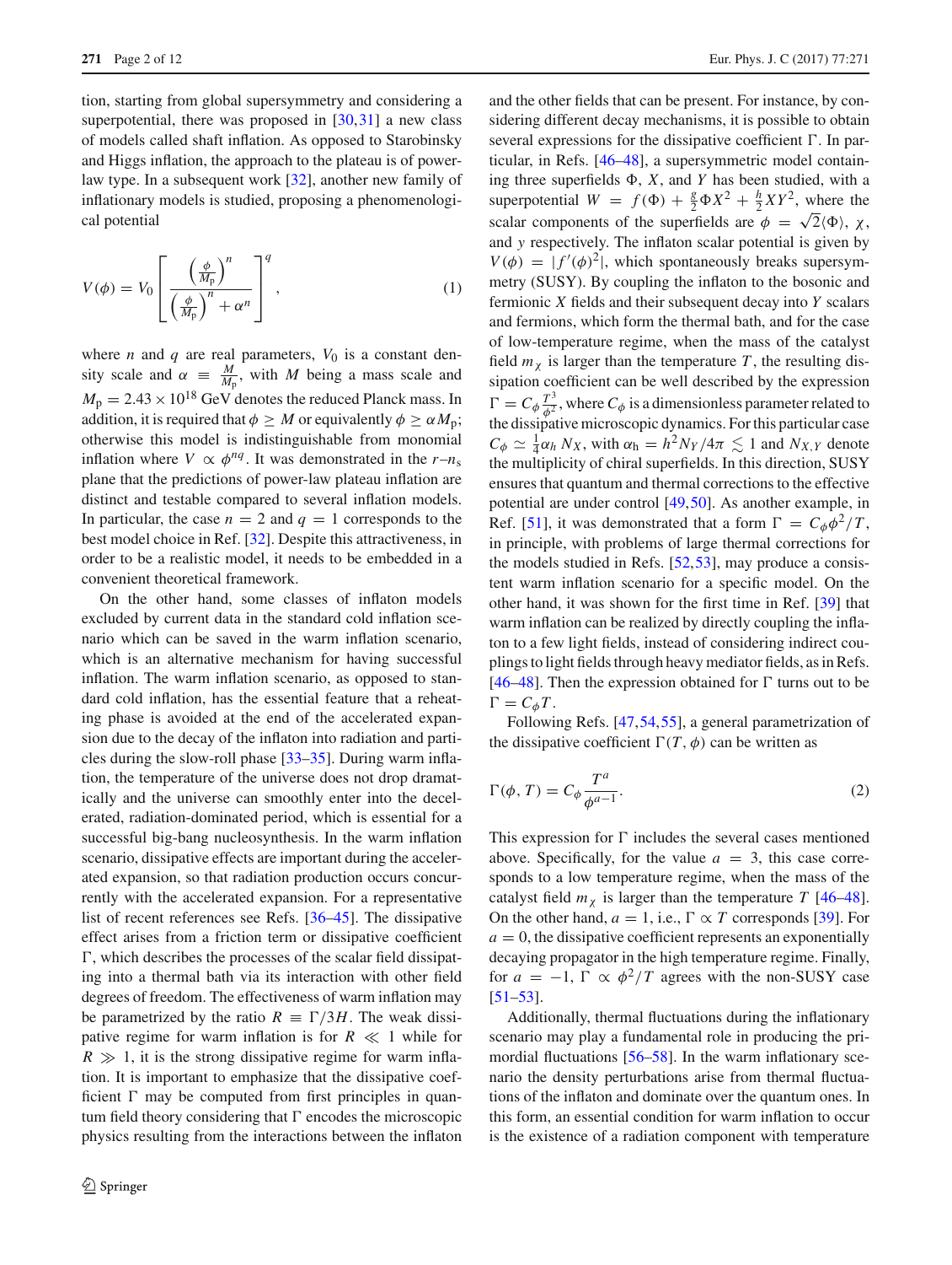tion, starting from global supersymmetry and considering a superpotential, there was proposed in [30,31] a new class of models called shaft inflation. As opposed to Starobinsky and Higgs inflation, the approach to the plateau is of power-law type. In a subsequent work [32], another new family of inflationary models is studied, proposing a phenomenological potential

$$V(\phi) = V_0 \left[ \frac{\left(\frac{\phi}{M_p}\right)^n}{\left(\frac{\phi}{M_p}\right)^n + \alpha^n} \right]^q, \tag{1}$$

where $n$ and $q$ are real parameters, $V_0$ is a constant density scale and $\alpha \equiv \frac{M}{M_p}$, with $M$ being a mass scale and $M_p = 2.43 \times 10^{18}$ GeV denotes the reduced Planck mass. In addition, it is required that $\phi \geq M$ or equivalently $\phi \geq \alpha M_p$; otherwise this model is indistinguishable from monomial inflation where $V \propto \phi^{nq}$. It was demonstrated in the $r$–$n_s$ plane that the predictions of power-law plateau inflation are distinct and testable compared to several inflation models. In particular, the case $n = 2$ and $q = 1$ corresponds to the best model choice in Ref. [32]. Despite this attractiveness, in order to be a realistic model, it needs to be embedded in a convenient theoretical framework.

On the other hand, some classes of inflaton models excluded by current data in the standard cold inflation scenario which can be saved in the warm inflation scenario, which is an alternative mechanism for having successful inflation. The warm inflation scenario, as opposed to standard cold inflation, has the essential feature that a reheating phase is avoided at the end of the accelerated expansion due to the decay of the inflaton into radiation and particles during the slow-roll phase [33–35]. During warm inflation, the temperature of the universe does not drop dramatically and the universe can smoothly enter into the decelerated, radiation-dominated period, which is essential for a successful big-bang nucleosynthesis. In the warm inflation scenario, dissipative effects are important during the accelerated expansion, so that radiation production occurs concurrently with the accelerated expansion. For a representative list of recent references see Refs. [36–45]. The dissipative effect arises from a friction term or dissipative coefficient $\Gamma$, which describes the processes of the scalar field dissipating into a thermal bath via its interaction with other field degrees of freedom. The effectiveness of warm inflation may be parametrized by the ratio $R \equiv \Gamma/3H$. The weak dissipative regime for warm inflation is for $R \ll 1$ while for $R \gg 1$, it is the strong dissipative regime for warm inflation. It is important to emphasize that the dissipative coefficient $\Gamma$ may be computed from first principles in quantum field theory considering that $\Gamma$ encodes the microscopic physics resulting from the interactions between the inflaton and the other fields that can be present. For instance, by considering different decay mechanisms, it is possible to obtain several expressions for the dissipative coefficient $\Gamma$. In particular, in Refs. [46–48], a supersymmetric model containing three superfields $\Phi$, $X$, and $Y$ has been studied, with a superpotential $W = f(\Phi) + \frac{g}{2}\Phi X^2 + \frac{h}{2} X Y^2$, where the scalar components of the superfields are $\phi = \sqrt{2}\langle\Phi\rangle$, $\chi$, and $y$ respectively. The inflaton scalar potential is given by $V(\phi) = |f'(\phi)^2|$, which spontaneously breaks supersymmetry (SUSY). By coupling the inflaton to the bosonic and fermionic $X$ fields and their subsequent decay into $Y$ scalars and fermions, which form the thermal bath, and for the case of low-temperature regime, when the mass of the catalyst field $m_\chi$ is larger than the temperature $T$, the resulting dissipation coefficient can be well described by the expression $\Gamma = C_\phi \frac{T^3}{\phi^2}$, where $C_\phi$ is a dimensionless parameter related to the dissipative microscopic dynamics. For this particular case $C_\phi \simeq \frac{1}{4}\alpha_h N_X$, with $\alpha_h = h^2 N_Y/4\pi \lesssim 1$ and $N_{X,Y}$ denote the multiplicity of chiral superfields. In this direction, SUSY ensures that quantum and thermal corrections to the effective potential are under control [49,50]. As another example, in Ref. [51], it was demonstrated that a form $\Gamma = C_\phi \phi^2/T$, in principle, with problems of large thermal corrections for the models studied in Refs. [52,53], may produce a consistent warm inflation scenario for a specific model. On the other hand, it was shown for the first time in Ref. [39] that warm inflation can be realized by directly coupling the inflaton to a few light fields, instead of considering indirect couplings to light fields through heavy mediator fields, as in Refs. [46–48]. Then the expression obtained for $\Gamma$ turns out to be $\Gamma = C_\phi T$.

Following Refs. [47,54,55], a general parametrization of the dissipative coefficient $\Gamma(T, \phi)$ can be written as

$$\Gamma(\phi, T) = C_\phi \frac{T^a}{\phi^{a-1}}. \tag{2}$$

This expression for $\Gamma$ includes the several cases mentioned above. Specifically, for the value $a = 3$, this case corresponds to a low temperature regime, when the mass of the catalyst field $m_\chi$ is larger than the temperature $T$ [46–48]. On the other hand, $a = 1$, i.e., $\Gamma \propto T$ corresponds [39]. For $a = 0$, the dissipative coefficient represents an exponentially decaying propagator in the high temperature regime. Finally, for $a = -1$, $\Gamma \propto \phi^2/T$ agrees with the non-SUSY case [51–53].

Additionally, thermal fluctuations during the inflationary scenario may play a fundamental role in producing the primordial fluctuations [56–58]. In the warm inflationary scenario the density perturbations arise from thermal fluctuations of the inflaton and dominate over the quantum ones. In this form, an essential condition for warm inflation to occur is the existence of a radiation component with temperature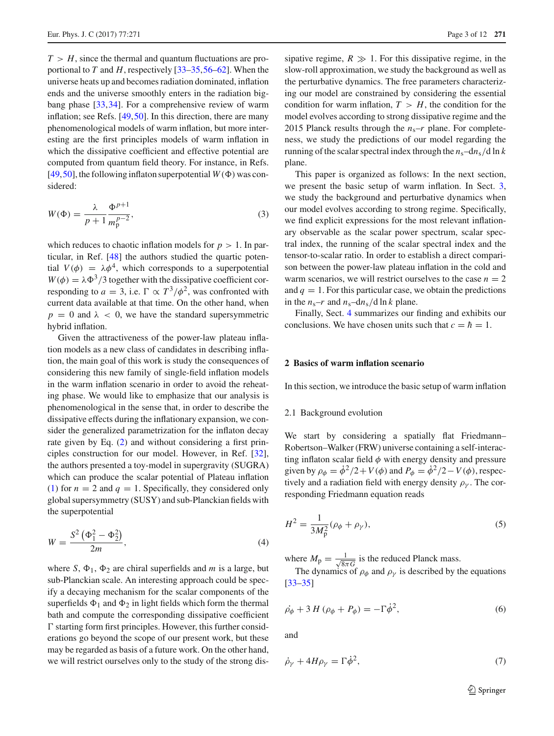$T > H$, since the thermal and quantum fluctuations are proportional to $T$ and $H$, respectively [33–35,56–62]. When the universe heats up and becomes radiation dominated, inflation ends and the universe smoothly enters in the radiation big-bang phase [33,34]. For a comprehensive review of warm inflation; see Refs. [49,50]. In this direction, there are many phenomenological models of warm inflation, but more interesting are the first principles models of warm inflation in which the dissipative coefficient and effective potential are computed from quantum field theory. For instance, in Refs. [49,50], the following inflaton superpotential $W(\Phi)$ was considered:

$$W(\Phi) = \frac{\lambda}{p+1}\frac{\Phi^{p+1}}{m_{\rm p}^{p-2}}, \tag{3}$$

which reduces to chaotic inflation models for $p > 1$. In particular, in Ref. [48] the authors studied the quartic potential $V(\phi) = \lambda\phi^4$, which corresponds to a superpotential $W(\phi) = \lambda\Phi^3/3$ together with the dissipative coefficient corresponding to $a = 3$, i.e. $\Gamma \propto T^3/\phi^2$, was confronted with current data available at that time. On the other hand, when $p = 0$ and $\lambda < 0$, we have the standard supersymmetric hybrid inflation.

Given the attractiveness of the power-law plateau inflation models as a new class of candidates in describing inflation, the main goal of this work is study the consequences of considering this new family of single-field inflation models in the warm inflation scenario in order to avoid the reheating phase. We would like to emphasize that our analysis is phenomenological in the sense that, in order to describe the dissipative effects during the inflationary expansion, we consider the generalized parametrization for the inflaton decay rate given by Eq. (2) and without considering a first principles construction for our model. However, in Ref. [32], the authors presented a toy-model in supergravity (SUGRA) which can produce the scalar potential of Plateau inflation (1) for $n = 2$ and $q = 1$. Specifically, they considered only global supersymmetry (SUSY) and sub-Planckian fields with the superpotential

$$W = \frac{S^2\left(\Phi_1^2 - \Phi_2^2\right)}{2m}, \tag{4}$$

where $S$, $\Phi_1$, $\Phi_2$ are chiral superfields and $m$ is a large, but sub-Planckian scale. An interesting approach could be specify a decaying mechanism for the scalar components of the superfields $\Phi_1$ and $\Phi_2$ in light fields which form the thermal bath and compute the corresponding dissipative coefficient $\Gamma$ starting form first principles. However, this further considerations go beyond the scope of our present work, but these may be regarded as basis of a future work. On the other hand, we will restrict ourselves only to the study of the strong dissipative regime, $R \gg 1$. For this dissipative regime, in the slow-roll approximation, we study the background as well as the perturbative dynamics. The free parameters characterizing our model are constrained by considering the essential condition for warm inflation, $T > H$, the condition for the model evolves according to strong dissipative regime and the 2015 Planck results through the $n_{\rm s}$–$r$ plane. For completeness, we study the predictions of our model regarding the running of the scalar spectral index through the $n_{\rm s}$–$dn_{\rm s}/d\ln k$ plane.

This paper is organized as follows: In the next section, we present the basic setup of warm inflation. In Sect. 3, we study the background and perturbative dynamics when our model evolves according to strong regime. Specifically, we find explicit expressions for the most relevant inflationary observable as the scalar power spectrum, scalar spectral index, the running of the scalar spectral index and the tensor-to-scalar ratio. In order to establish a direct comparison between the power-law plateau inflation in the cold and warm scenarios, we will restrict ourselves to the case $n = 2$ and $q = 1$. For this particular case, we obtain the predictions in the $n_{\rm s}$–$r$ and $n_{\rm s}$–$dn_{\rm s}/d\ln k$ plane.

Finally, Sect. 4 summarizes our finding and exhibits our conclusions. We have chosen units such that $c = \hbar = 1$.

## 2 Basics of warm inflation scenario

In this section, we introduce the basic setup of warm inflation

### 2.1 Background evolution

We start by considering a spatially flat Friedmann–Robertson–Walker (FRW) universe containing a self-interacting inflaton scalar field $\phi$ with energy density and pressure given by $\rho_\phi = \dot{\phi}^2/2 + V(\phi)$ and $P_\phi = \dot{\phi}^2/2 - V(\phi)$, respectively and a radiation field with energy density $\rho_\gamma$. The corresponding Friedmann equation reads

$$H^2 = \frac{1}{3M_{\rm p}^2}(\rho_\phi + \rho_\gamma), \tag{5}$$

where $M_{\rm p} = \frac{1}{\sqrt{8\pi G}}$ is the reduced Planck mass.

The dynamics of $\rho_\phi$ and $\rho_\gamma$ is described by the equations [33–35]

$$\dot{\rho}_\phi + 3\,H\,(\rho_\phi + P_\phi) = -\Gamma\dot{\phi}^2, \tag{6}$$

and

$$\dot{\rho}_\gamma + 4H\rho_\gamma = \Gamma\dot{\phi}^2, \tag{7}$$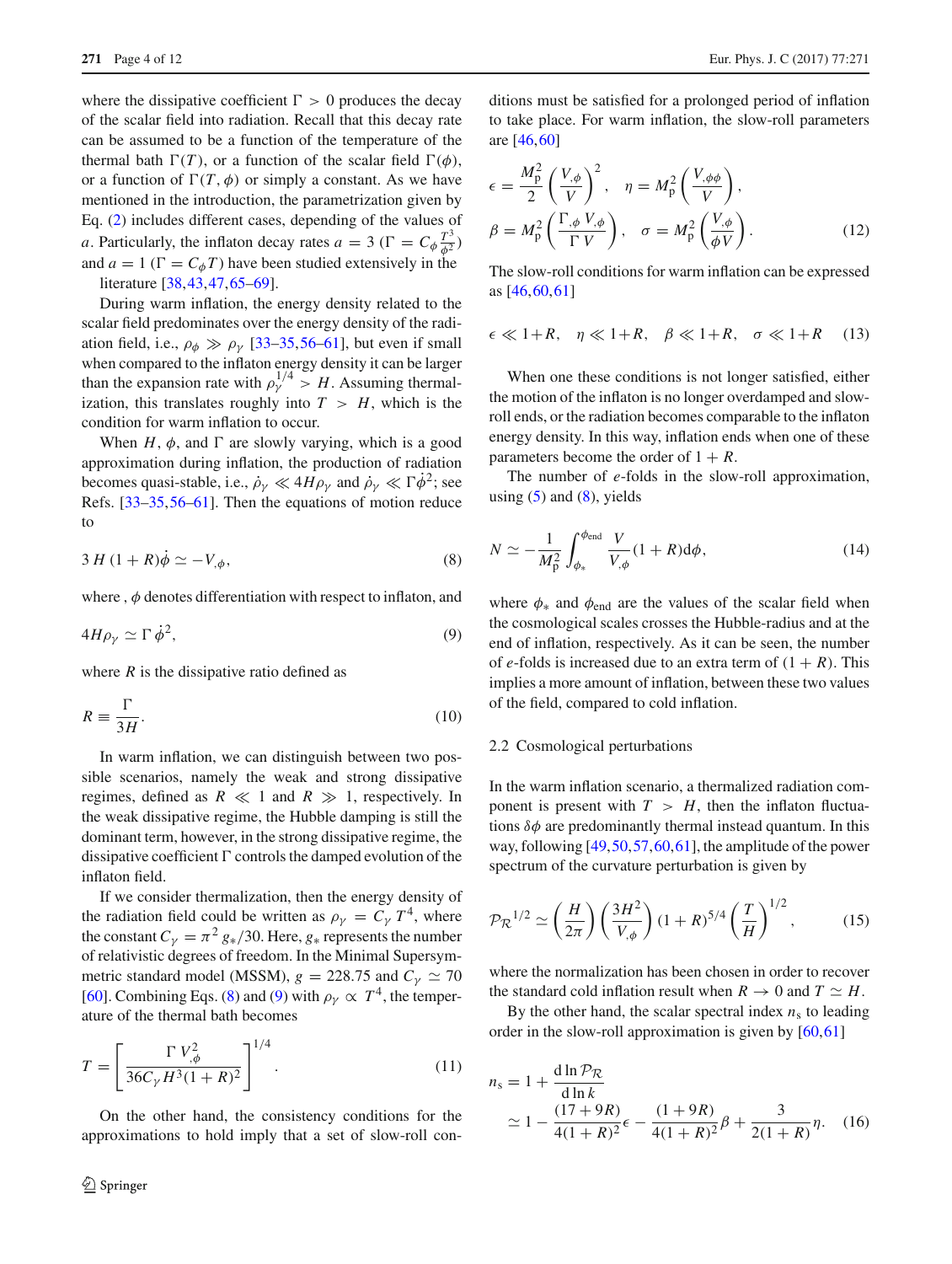where the dissipative coefficient $\Gamma > 0$ produces the decay of the scalar field into radiation. Recall that this decay rate can be assumed to be a function of the temperature of the thermal bath $\Gamma(T)$, or a function of the scalar field $\Gamma(\phi)$, or a function of $\Gamma(T, \phi)$ or simply a constant. As we have mentioned in the introduction, the parametrization given by Eq. (2) includes different cases, depending of the values of $a$. Particularly, the inflaton decay rates $a = 3$ ($\Gamma = C_\phi \frac{T^3}{\phi^2}$) and $a = 1$ ($\Gamma = C_\phi T$) have been studied extensively in the literature [38,43,47,65–69].

During warm inflation, the energy density related to the scalar field predominates over the energy density of the radiation field, i.e., $\rho_\phi \gg \rho_\gamma$ [33–35,56–61], but even if small when compared to the inflaton energy density it can be larger than the expansion rate with $\rho_\gamma^{1/4} > H$. Assuming thermalization, this translates roughly into $T > H$, which is the condition for warm inflation to occur.

When $H$, $\phi$, and $\Gamma$ are slowly varying, which is a good approximation during inflation, the production of radiation becomes quasi-stable, i.e., $\dot{\rho}_\gamma \ll 4H\rho_\gamma$ and $\dot{\rho}_\gamma \ll \Gamma\dot{\phi}^2$; see Refs. [33–35,56–61]. Then the equations of motion reduce to

$$3\,H\,(1+R)\dot{\phi} \simeq -V_{,\phi}, \tag{8}$$

where $_{,\phi}$ denotes differentiation with respect to inflaton, and

$$4H\rho_\gamma \simeq \Gamma\,\dot{\phi}^2, \tag{9}$$

where $R$ is the dissipative ratio defined as

$$R \equiv \frac{\Gamma}{3H}. \tag{10}$$

In warm inflation, we can distinguish between two possible scenarios, namely the weak and strong dissipative regimes, defined as $R \ll 1$ and $R \gg 1$, respectively. In the weak dissipative regime, the Hubble damping is still the dominant term, however, in the strong dissipative regime, the dissipative coefficient $\Gamma$ controls the damped evolution of the inflaton field.

If we consider thermalization, then the energy density of the radiation field could be written as $\rho_\gamma = C_\gamma T^4$, where the constant $C_\gamma = \pi^2 g_*/30$. Here, $g_*$ represents the number of relativistic degrees of freedom. In the Minimal Supersymmetric standard model (MSSM), $g = 228.75$ and $C_\gamma \simeq 70$ [60]. Combining Eqs. (8) and (9) with $\rho_\gamma \propto T^4$, the temperature of the thermal bath becomes

$$T = \left[\frac{\Gamma\,V_{,\phi}^2}{36 C_\gamma H^3(1+R)^2}\right]^{1/4}. \tag{11}$$

On the other hand, the consistency conditions for the approximations to hold imply that a set of slow-roll conditions must be satisfied for a prolonged period of inflation to take place. For warm inflation, the slow-roll parameters are [46,60]

$$\epsilon = \frac{M_\mathrm{p}^2}{2}\left(\frac{V_{,\phi}}{V}\right)^2, \quad \eta = M_\mathrm{p}^2\left(\frac{V_{,\phi\phi}}{V}\right),$$
$$\beta = M_\mathrm{p}^2\left(\frac{\Gamma_{,\phi}\,V_{,\phi}}{\Gamma\,V}\right), \quad \sigma = M_\mathrm{p}^2\left(\frac{V_{,\phi}}{\phi V}\right). \tag{12}$$

The slow-roll conditions for warm inflation can be expressed as [46,60,61]

$$\epsilon \ll 1+R, \quad \eta \ll 1+R, \quad \beta \ll 1+R, \quad \sigma \ll 1+R \tag{13}$$

When one these conditions is not longer satisfied, either the motion of the inflaton is no longer overdamped and slow-roll ends, or the radiation becomes comparable to the inflaton energy density. In this way, inflation ends when one of these parameters become the order of $1+R$.

The number of $e$-folds in the slow-roll approximation, using (5) and (8), yields

$$N \simeq -\frac{1}{M_\mathrm{p}^2}\int_{\phi_*}^{\phi_\mathrm{end}}\frac{V}{V_{,\phi}}(1+R)\mathrm{d}\phi, \tag{14}$$

where $\phi_*$ and $\phi_\mathrm{end}$ are the values of the scalar field when the cosmological scales crosses the Hubble-radius and at the end of inflation, respectively. As it can be seen, the number of $e$-folds is increased due to an extra term of $(1+R)$. This implies a more amount of inflation, between these two values of the field, compared to cold inflation.

### 2.2 Cosmological perturbations

In the warm inflation scenario, a thermalized radiation component is present with $T > H$, then the inflaton fluctuations $\delta\phi$ are predominantly thermal instead quantum. In this way, following [49,50,57,60,61], the amplitude of the power spectrum of the curvature perturbation is given by

$$\mathcal{P_R}^{1/2} \simeq \left(\frac{H}{2\pi}\right)\left(\frac{3H^2}{V_{,\phi}}\right)(1+R)^{5/4}\left(\frac{T}{H}\right)^{1/2}, \tag{15}$$

where the normalization has been chosen in order to recover the standard cold inflation result when $R \to 0$ and $T \simeq H$.

By the other hand, the scalar spectral index $n_\mathrm{s}$ to leading order in the slow-roll approximation is given by [60,61]

$$n_\mathrm{s} = 1 + \frac{\mathrm{d}\ln\mathcal{P_R}}{\mathrm{d}\ln k}$$
$$\simeq 1 - \frac{(17+9R)}{4(1+R)^2}\epsilon - \frac{(1+9R)}{4(1+R)^2}\beta + \frac{3}{2(1+R)}\eta. \tag{16}$$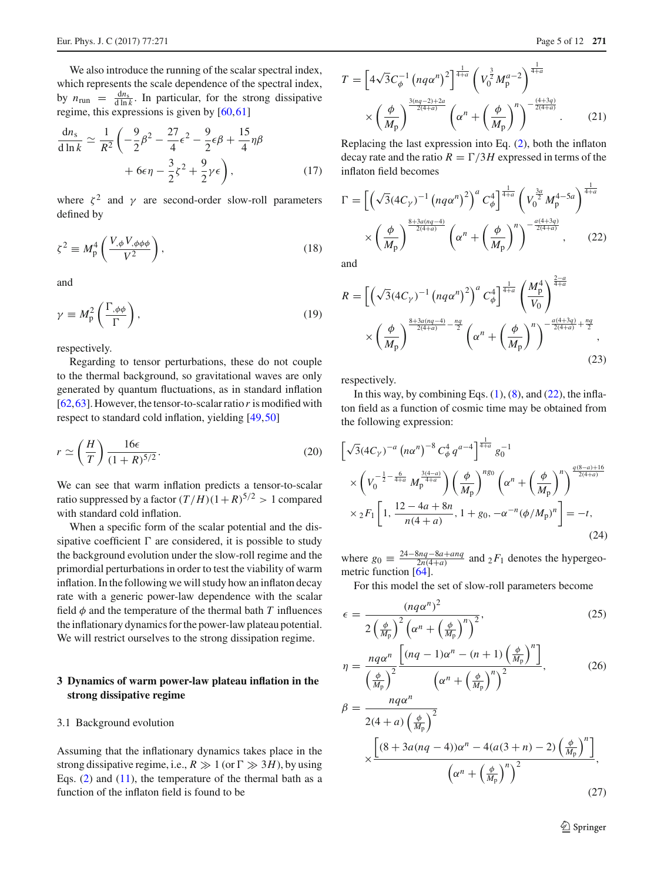We also introduce the running of the scalar spectral index, which represents the scale dependence of the spectral index, by $n_{\rm run} = \frac{dn_s}{d\ln k}$. In particular, for the strong dissipative regime, this expressions is given by [60,61]

$$\frac{dn_s}{d\ln k} \simeq \frac{1}{R^2}\left(-\frac{9}{2}\beta^2 - \frac{27}{4}\epsilon^2 - \frac{9}{2}\epsilon\beta + \frac{15}{4}\eta\beta + 6\epsilon\eta - \frac{3}{2}\zeta^2 + \frac{9}{2}\gamma\epsilon\right), \tag{17}$$

where $\zeta^2$ and $\gamma$ are second-order slow-roll parameters defined by

$$\zeta^2 \equiv M_{\rm p}^4\left(\frac{V_{,\phi}V_{,\phi\phi\phi}}{V^2}\right), \tag{18}$$

and

$$\gamma \equiv M_{\rm p}^2\left(\frac{\Gamma_{,\phi\phi}}{\Gamma}\right), \tag{19}$$

respectively.

Regarding to tensor perturbations, these do not couple to the thermal background, so gravitational waves are only generated by quantum fluctuations, as in standard inflation [62,63]. However, the tensor-to-scalar ratio $r$ is modified with respect to standard cold inflation, yielding [49,50]

$$r \simeq \left(\frac{H}{T}\right)\frac{16\epsilon}{(1+R)^{5/2}}. \tag{20}$$

We can see that warm inflation predicts a tensor-to-scalar ratio suppressed by a factor $(T/H)(1+R)^{5/2} > 1$ compared with standard cold inflation.

When a specific form of the scalar potential and the dissipative coefficient $\Gamma$ are considered, it is possible to study the background evolution under the slow-roll regime and the primordial perturbations in order to test the viability of warm inflation. In the following we will study how an inflaton decay rate with a generic power-law dependence with the scalar field $\phi$ and the temperature of the thermal bath $T$ influences the inflationary dynamics for the power-law plateau potential. We will restrict ourselves to the strong dissipation regime.

## 3 Dynamics of warm power-law plateau inflation in the strong dissipative regime

### 3.1 Background evolution

Assuming that the inflationary dynamics takes place in the strong dissipative regime, i.e., $R \gg 1$ (or $\Gamma \gg 3H$), by using Eqs. (2) and (11), the temperature of the thermal bath as a function of the inflaton field is found to be

$$T = \left[4\sqrt{3}C_\phi^{-1}\left(nq\alpha^n\right)^2\right]^{\frac{1}{4+a}}\left(V_0^{\frac{3}{2}}M_{\rm p}^{a-2}\right)^{\frac{1}{4+a}} \times \left(\frac{\phi}{M_{\rm p}}\right)^{\frac{3(nq-2)+2a}{2(4+a)}}\left(\alpha^n + \left(\frac{\phi}{M_{\rm p}}\right)^n\right)^{-\frac{(4+3q)}{2(4+a)}}. \tag{21}$$

Replacing the last expression into Eq. (2), both the inflaton decay rate and the ratio $R = \Gamma/3H$ expressed in terms of the inflaton field becomes

$$\Gamma = \left[\left(\sqrt{3}(4C_\gamma)^{-1}\left(nq\alpha^n\right)^2\right)^a C_\phi^4\right]^{\frac{1}{4+a}}\left(V_0^{\frac{3a}{2}}M_{\rm p}^{4-5a}\right)^{\frac{1}{4+a}} \times \left(\frac{\phi}{M_{\rm p}}\right)^{\frac{8+3a(nq-4)}{2(4+a)}}\left(\alpha^n + \left(\frac{\phi}{M_{\rm p}}\right)^n\right)^{-\frac{a(4+3q)}{2(4+a)}}, \tag{22}$$

and

$$R = \left[\left(\sqrt{3}(4C_\gamma)^{-1}\left(nq\alpha^n\right)^2\right)^a C_\phi^4\right]^{\frac{1}{4+a}}\left(\frac{M_{\rm p}^4}{V_0}\right)^{\frac{2-a}{4+a}} \times \left(\frac{\phi}{M_{\rm p}}\right)^{\frac{8+3a(nq-4)}{2(4+a)}-\frac{nq}{2}}\left(\alpha^n + \left(\frac{\phi}{M_{\rm p}}\right)^n\right)^{-\frac{a(4+3q)}{2(4+a)}+\frac{nq}{2}}, \tag{23}$$

respectively.

In this way, by combining Eqs. (1), (8), and (22), the inflaton field as a function of cosmic time may be obtained from the following expression:

$$\left[\sqrt{3}(4C_\gamma)^{-a}\left(n\alpha^n\right)^{-8}C_\phi^4\, q^{a-4}\right]^{\frac{1}{4+a}} g_0^{-1} \times \left(V_0^{-\frac{1}{2}-\frac{6}{4+a}}M_{\rm p}^{\frac{3(4-a)}{4+a}}\right)\left(\frac{\phi}{M_{\rm p}}\right)^{ng_0}\left(\alpha^n + \left(\frac{\phi}{M_{\rm p}}\right)^n\right)^{\frac{q(8-a)+16}{2(4+a)}} \times {}_2F_1\left[1, \frac{12-4a+8n}{n(4+a)}, 1+g_0, -\alpha^{-n}(\phi/M_{\rm p})^n\right] = -t, \tag{24}$$

where $g_0 \equiv \frac{24-8nq-8a+anq}{2n(4+a)}$ and ${}_2F_1$ denotes the hypergeometric function [64].

For this model the set of slow-roll parameters become

$$\epsilon = \frac{(nq\alpha^n)^2}{2\left(\frac{\phi}{M_{\rm p}}\right)^2\left(\alpha^n + \left(\frac{\phi}{M_{\rm p}}\right)^n\right)^2}, \tag{25}$$

$$\eta = \frac{nq\alpha^n}{\left(\frac{\phi}{M_{\rm p}}\right)^2}\frac{\left[(nq-1)\alpha^n - (n+1)\left(\frac{\phi}{M_{\rm p}}\right)^n\right]}{\left(\alpha^n + \left(\frac{\phi}{M_{\rm p}}\right)^n\right)^2}, \tag{26}$$

$$\beta = \frac{nq\alpha^n}{2(4+a)\left(\frac{\phi}{M_{\rm p}}\right)^2} \times \frac{\left[(8+3a(nq-4))\alpha^n - 4(a(3+n)-2)\left(\frac{\phi}{M_{\rm p}}\right)^n\right]}{\left(\alpha^n + \left(\frac{\phi}{M_{\rm p}}\right)^n\right)^2}, \tag{27}$$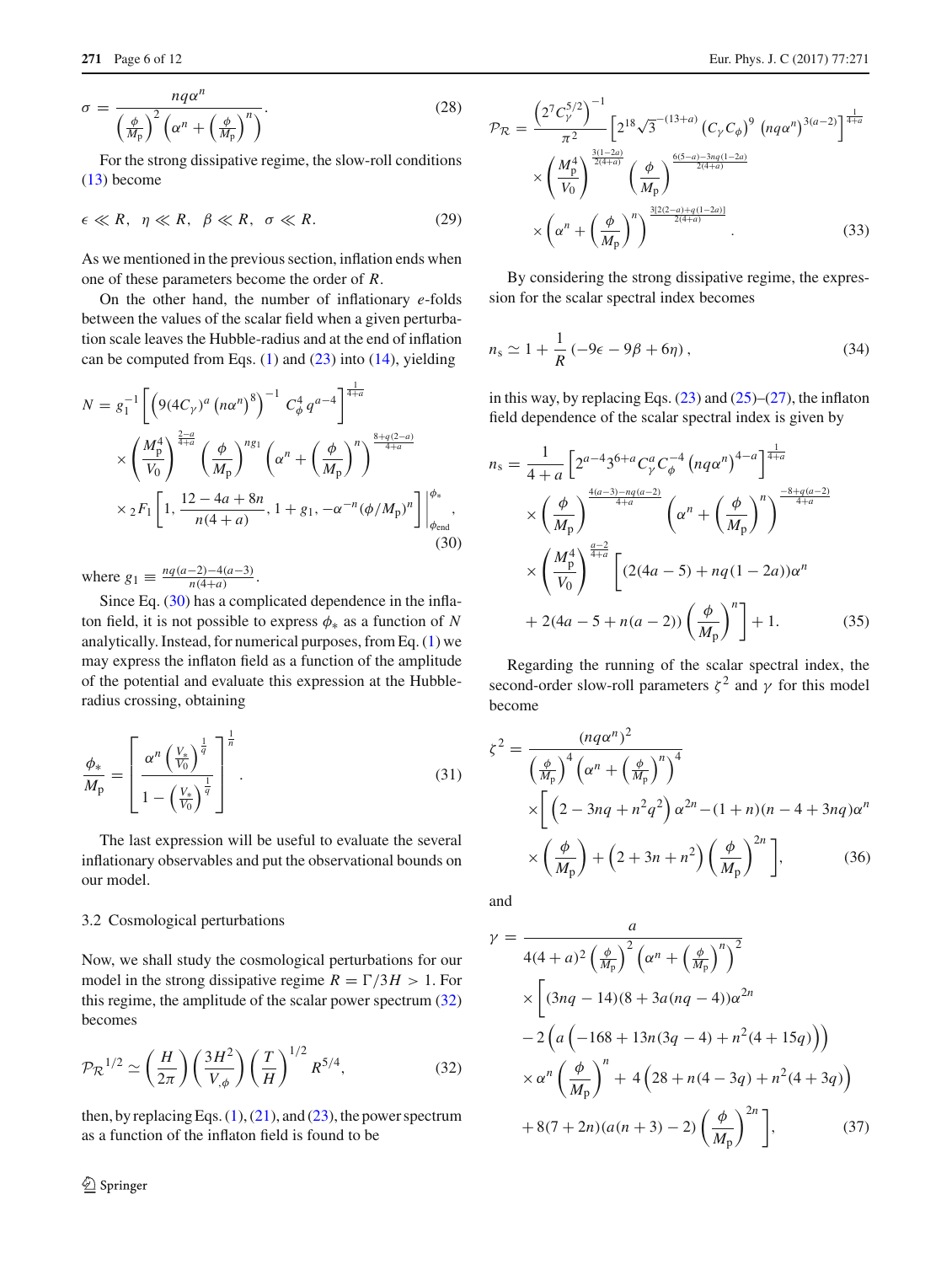$$
\sigma = \frac{nq\alpha^n}{\left(\frac{\phi}{M_p}\right)^2\left(\alpha^n+\left(\frac{\phi}{M_p}\right)^n\right)}. \tag{28}
$$

For the strong dissipative regime, the slow-roll conditions (13) become

$$
\epsilon \ll R,\ \ \eta \ll R,\ \ \beta \ll R,\ \ \sigma \ll R. \tag{29}
$$

As we mentioned in the previous section, inflation ends when one of these parameters become the order of $R$.

On the other hand, the number of inflationary $e$-folds between the values of the scalar field when a given perturbation scale leaves the Hubble-radius and at the end of inflation can be computed from Eqs. (1) and (23) into (14), yielding

$$
\begin{aligned}
N = {} & g_1^{-1}\left[\left(9(4C_\gamma)^a\left(n\alpha^n\right)^8\right)^{-1} C_\phi^4\, q^{a-4}\right]^{\frac{1}{4+a}} \\
& \times \left(\frac{M_p^4}{V_0}\right)^{\frac{2-a}{4+a}}\left(\frac{\phi}{M_p}\right)^{ng_1}\left(\alpha^n+\left(\frac{\phi}{M_p}\right)^n\right)^{\frac{8+q(2-a)}{4+a}} \\
& \times {}_2F_1\left[1,\frac{12-4a+8n}{n(4+a)},1+g_1,-\alpha^{-n}(\phi/M_p)^n\right]\Bigg|_{\phi_{\text{end}}}^{\phi_*},
\end{aligned} \tag{30}
$$

where $g_1 \equiv \frac{nq(a-2)-4(a-3)}{n(4+a)}$.

Since Eq. (30) has a complicated dependence in the inflaton field, it is not possible to express $\phi_*$ as a function of $N$ analytically. Instead, for numerical purposes, from Eq. (1) we may express the inflaton field as a function of the amplitude of the potential and evaluate this expression at the Hubble-radius crossing, obtaining

$$
\frac{\phi_*}{M_p} = \left[\frac{\alpha^n\left(\frac{V_*}{V_0}\right)^{\frac{1}{q}}}{1-\left(\frac{V_*}{V_0}\right)^{\frac{1}{q}}}\right]^{\frac{1}{n}}. \tag{31}
$$

The last expression will be useful to evaluate the several inflationary observables and put the observational bounds on our model.

### 3.2 Cosmological perturbations

Now, we shall study the cosmological perturbations for our model in the strong dissipative regime $R=\Gamma/3H>1$. For this regime, the amplitude of the scalar power spectrum (32) becomes

$$
{\mathcal{P}_{\mathcal{R}}}^{1/2} \simeq \left(\frac{H}{2\pi}\right)\left(\frac{3H^2}{V_{,\phi}}\right)\left(\frac{T}{H}\right)^{1/2} R^{5/4}, \tag{32}
$$

then, by replacing Eqs. (1), (21), and (23), the power spectrum as a function of the inflaton field is found to be

$$
\begin{aligned}
\mathcal{P}_{\mathcal{R}} = {} & \frac{\left(2^7 C_\gamma^{5/2}\right)^{-1}}{\pi^2}\left[2^{18}\sqrt{3}^{-(13+a)}\left(C_\gamma C_\phi\right)^9\left(nq\alpha^n\right)^{3(a-2)}\right]^{\frac{1}{4+a}} \\
& \times \left(\frac{M_p^4}{V_0}\right)^{\frac{3(1-2a)}{2(4+a)}}\left(\frac{\phi}{M_p}\right)^{\frac{6(5-a)-3nq(1-2a)}{2(4+a)}} \\
& \times \left(\alpha^n+\left(\frac{\phi}{M_p}\right)^n\right)^{\frac{3[2(2-a)+q(1-2a)]}{2(4+a)}}.
\end{aligned} \tag{33}
$$

By considering the strong dissipative regime, the expression for the scalar spectral index becomes

$$
n_s \simeq 1 + \frac{1}{R}\left(-9\epsilon - 9\beta + 6\eta\right), \tag{34}
$$

in this way, by replacing Eqs. (23) and (25)–(27), the inflaton field dependence of the scalar spectral index is given by

$$
\begin{aligned}
n_s = {} & \frac{1}{4+a}\left[2^{a-4}3^{6+a}C_\gamma^a C_\phi^{-4}\left(nq\alpha^n\right)^{4-a}\right]^{\frac{1}{4+a}} \\
& \times \left(\frac{\phi}{M_p}\right)^{\frac{4(a-3)-nq(a-2)}{4+a}}\left(\alpha^n+\left(\frac{\phi}{M_p}\right)^n\right)^{\frac{-8+q(a-2)}{4+a}} \\
& \times \left(\frac{M_p^4}{V_0}\right)^{\frac{a-2}{4+a}}\Bigg[(2(4a-5)+nq(1-2a))\alpha^n \\
& + 2(4a-5+n(a-2))\left(\frac{\phi}{M_p}\right)^n\Bigg] + 1.
\end{aligned} \tag{35}
$$

Regarding the running of the scalar spectral index, the second-order slow-roll parameters $\zeta^2$ and $\gamma$ for this model become

$$
\begin{aligned}
\zeta^2 = {} & \frac{(nq\alpha^n)^2}{\left(\frac{\phi}{M_p}\right)^4\left(\alpha^n+\left(\frac{\phi}{M_p}\right)^n\right)^4} \\
& \times\Bigg[\left(2-3nq+n^2q^2\right)\alpha^{2n} - (1+n)(n-4+3nq)\alpha^n \\
& \times \left(\frac{\phi}{M_p}\right) + \left(2+3n+n^2\right)\left(\frac{\phi}{M_p}\right)^{2n}\Bigg],
\end{aligned} \tag{36}
$$

and

$$
\begin{aligned}
\gamma = {} & \frac{a}{4(4+a)^2\left(\frac{\phi}{M_p}\right)^2\left(\alpha^n+\left(\frac{\phi}{M_p}\right)^n\right)^2} \\
& \times\Big[(3nq-14)(8+3a(nq-4))\alpha^{2n} \\
& - 2\left(a\left(-168+13n(3q-4)+n^2(4+15q)\right)\right) \\
& \times \alpha^n\left(\frac{\phi}{M_p}\right)^n + 4\left(28+n(4-3q)+n^2(4+3q)\right) \\
& + 8(7+2n)(a(n+3)-2)\left(\frac{\phi}{M_p}\right)^{2n}\Big],
\end{aligned} \tag{37}
$$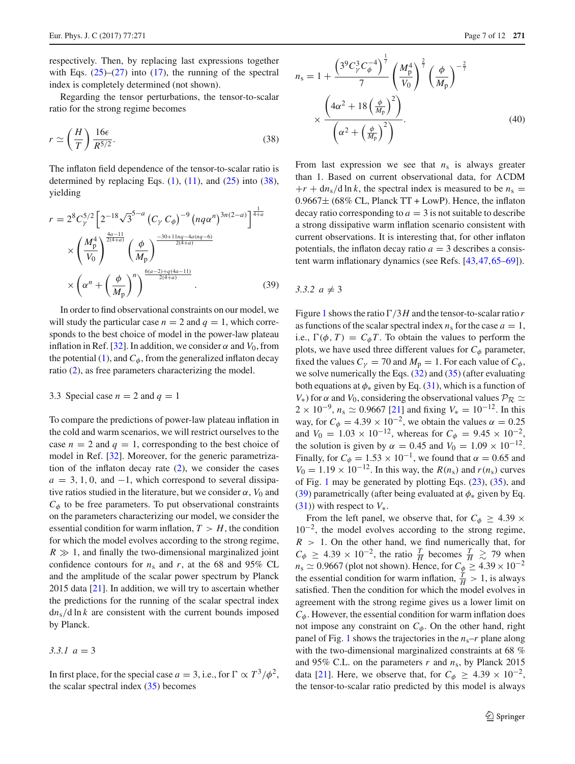respectively. Then, by replacing last expressions together with Eqs. (25)–(27) into (17), the running of the spectral index is completely determined (not shown).

Regarding the tensor perturbations, the tensor-to-scalar ratio for the strong regime becomes

$$r \simeq \left(\frac{H}{T}\right)\frac{16\epsilon}{R^{5/2}}. \tag{38}$$

The inflaton field dependence of the tensor-to-scalar ratio is determined by replacing Eqs. (1), (11), and (25) into (38), yielding

$$\begin{aligned} r = {} & 2^8 C_\gamma^{5/2}\left[2^{-18}\sqrt{3}^{5-a}\left(C_\gamma\, C_\phi\right)^{-9}\left(nq\alpha^n\right)^{3n(2-a)}\right]^{\frac{1}{4+a}} \\ & \times \left(\frac{M_p^4}{V_0}\right)^{\frac{4a-11}{2(4+a)}}\left(\frac{\phi}{M_p}\right)^{\frac{-30+11nq-4a(nq-6)}{2(4+a)}} \\ & \times \left(\alpha^n + \left(\frac{\phi}{M_p}\right)^n\right)^{\frac{6(a-2)+q(4a-11)}{2(4+a)}}. \end{aligned} \tag{39}$$

In order to find observational constraints on our model, we will study the particular case $n = 2$ and $q = 1$, which corresponds to the best choice of model in the power-law plateau inflation in Ref. [32]. In addition, we consider $\alpha$ and $V_0$, from the potential (1), and $C_\phi$, from the generalized inflaton decay ratio (2), as free parameters characterizing the model.

### 3.3 Special case $n = 2$ and $q = 1$

To compare the predictions of power-law plateau inflation in the cold and warm scenarios, we will restrict ourselves to the case $n = 2$ and $q = 1$, corresponding to the best choice of model in Ref. [32]. Moreover, for the generic parametrization of the inflaton decay rate (2), we consider the cases $a = 3, 1, 0$, and $-1$, which correspond to several dissipative ratios studied in the literature, but we consider $\alpha$, $V_0$ and $C_\phi$ to be free parameters. To put observational constraints on the parameters characterizing our model, we consider the essential condition for warm inflation, $T > H$, the condition for which the model evolves according to the strong regime, $R \gg 1$, and finally the two-dimensional marginalized joint confidence contours for $n_s$ and $r$, at the 68 and 95% CL and the amplitude of the scalar power spectrum by Planck 2015 data [21]. In addition, we will try to ascertain whether the predictions for the running of the scalar spectral index $dn_s/d\ln k$ are consistent with the current bounds imposed by Planck.

#### 3.3.1 $a = 3$

In first place, for the special case $a = 3$, i.e., for $\Gamma \propto T^3/\phi^2$, the scalar spectral index (35) becomes

$$\begin{aligned} n_s = 1 + {} & \frac{\left(3^9 C_\gamma^3 C_\phi^{-4}\right)^{\frac{1}{7}}}{7}\left(\frac{M_p^4}{V_0}\right)^{\frac{2}{7}}\left(\frac{\phi}{M_p}\right)^{-\frac{2}{7}} \\ & \times \frac{\left(4\alpha^2 + 18\left(\frac{\phi}{M_p}\right)^2\right)}{\left(\alpha^2 + \left(\frac{\phi}{M_p}\right)^2\right)}. \end{aligned} \tag{40}$$

From last expression we see that $n_s$ is always greater than 1. Based on current observational data, for ΛCDM $+r + dn_s/d\ln k$, the spectral index is measured to be $n_s = 0.9667\pm$ (68% CL, Planck TT + LowP). Hence, the inflaton decay ratio corresponding to $a = 3$ is not suitable to describe a strong dissipative warm inflation scenario consistent with current observations. It is interesting that, for other inflaton potentials, the inflaton decay ratio $a = 3$ describes a consistent warm inflationary dynamics (see Refs. [43,47,65–69]).

#### 3.3.2 $a \neq 3$

Figure 1 shows the ratio $\Gamma/3H$ and the tensor-to-scalar ratio $r$ as functions of the scalar spectral index $n_s$ for the case $a = 1$, i.e., $\Gamma(\phi, T) = C_\phi T$. To obtain the values to perform the plots, we have used three different values for $C_\phi$ parameter, fixed the values $C_\gamma = 70$ and $M_p = 1$. For each value of $C_\phi$, we solve numerically the Eqs. (32) and (35) (after evaluating both equations at $\phi_*$ given by Eq. (31), which is a function of $V_*$) for $\alpha$ and $V_0$, considering the observational values $\mathcal{P}_\mathcal{R} \simeq 2\times10^{-9}$, $n_s \simeq 0.9667$ [21] and fixing $V_* = 10^{-12}$. In this way, for $C_\phi = 4.39\times10^{-2}$, we obtain the values $\alpha = 0.25$ and $V_0 = 1.03\times10^{-12}$, whereas for $C_\phi = 9.45\times10^{-2}$, the solution is given by $\alpha = 0.45$ and $V_0 = 1.09\times10^{-12}$. Finally, for $C_\phi = 1.53\times10^{-1}$, we found that $\alpha = 0.65$ and $V_0 = 1.19\times10^{-12}$. In this way, the $R(n_s)$ and $r(n_s)$ curves of Fig. 1 may be generated by plotting Eqs. (23), (35), and (39) parametrically (after being evaluated at $\phi_*$ given by Eq. (31)) with respect to $V_*$.

From the left panel, we observe that, for $C_\phi \geq 4.39\times10^{-2}$, the model evolves according to the strong regime, $R > 1$. On the other hand, we find numerically that, for $C_\phi \geq 4.39\times10^{-2}$, the ratio $\frac{T}{H}$ becomes $\frac{T}{H} \gtrsim 79$ when $n_s \simeq 0.9667$ (plot not shown). Hence, for $C_\phi \geq 4.39\times10^{-2}$ the essential condition for warm inflation, $\frac{T}{H} > 1$, is always satisfied. Then the condition for which the model evolves in agreement with the strong regime gives us a lower limit on $C_\phi$. However, the essential condition for warm inflation does not impose any constraint on $C_\phi$. On the other hand, right panel of Fig. 1 shows the trajectories in the $n_s$–$r$ plane along with the two-dimensional marginalized constraints at 68 % and 95% C.L. on the parameters $r$ and $n_s$, by Planck 2015 data [21]. Here, we observe that, for $C_\phi \geq 4.39\times10^{-2}$, the tensor-to-scalar ratio predicted by this model is always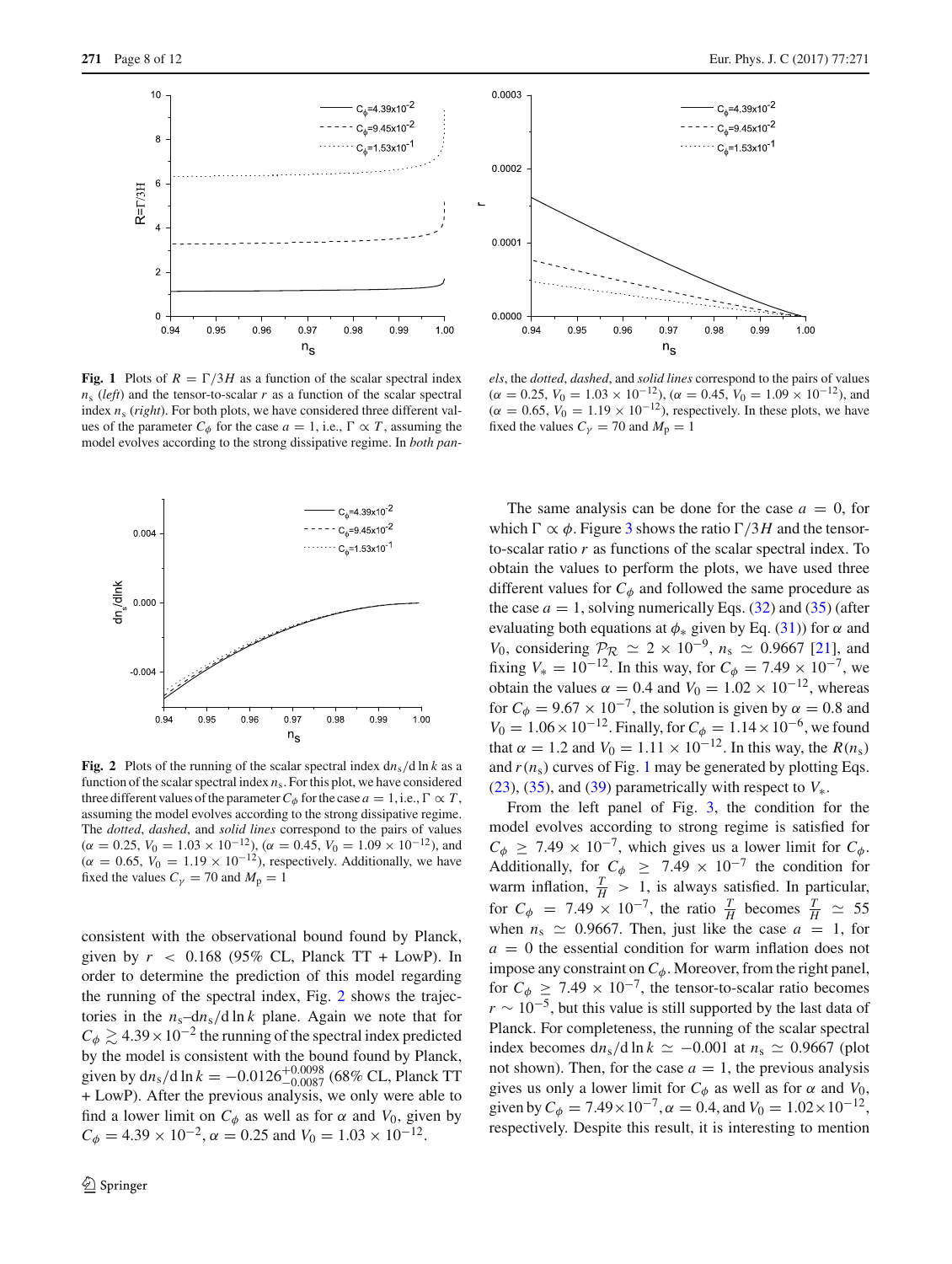**Fig. 1** Plots of $R = \Gamma/3H$ as a function of the scalar spectral index $n_s$ (*left*) and the tensor-to-scalar $r$ as a function of the scalar spectral index $n_s$ (*right*). For both plots, we have considered three different values of the parameter $C_\phi$ for the case $a = 1$, i.e., $\Gamma \propto T$, assuming the model evolves according to the strong dissipative regime. In *both panels*, the *dotted*, *dashed*, and *solid lines* correspond to the pairs of values ($\alpha = 0.25$, $V_0 = 1.03 \times 10^{-12}$), ($\alpha = 0.45$, $V_0 = 1.09 \times 10^{-12}$), and ($\alpha = 0.65$, $V_0 = 1.19 \times 10^{-12}$), respectively. In these plots, we have fixed the values $C_\gamma = 70$ and $M_p = 1$

**Fig. 2** Plots of the running of the scalar spectral index $dn_s/d\ln k$ as a function of the scalar spectral index $n_s$. For this plot, we have considered three different values of the parameter $C_\phi$ for the case $a = 1$, i.e., $\Gamma \propto T$, assuming the model evolves according to the strong dissipative regime. The *dotted*, *dashed*, and *solid lines* correspond to the pairs of values ($\alpha = 0.25$, $V_0 = 1.03 \times 10^{-12}$), ($\alpha = 0.45$, $V_0 = 1.09 \times 10^{-12}$), and ($\alpha = 0.65$, $V_0 = 1.19 \times 10^{-12}$), respectively. Additionally, we have fixed the values $C_\gamma = 70$ and $M_p = 1$

consistent with the observational bound found by Planck, given by $r < 0.168$ (95% CL, Planck TT + LowP). In order to determine the prediction of this model regarding the running of the spectral index, Fig. 2 shows the trajectories in the $n_s$–$dn_s/d\ln k$ plane. Again we note that for $C_\phi \gtrsim 4.39 \times 10^{-2}$ the running of the spectral index predicted by the model is consistent with the bound found by Planck, given by $dn_s/d\ln k = -0.0126^{+0.0098}_{-0.0087}$ (68% CL, Planck TT + LowP). After the previous analysis, we only were able to find a lower limit on $C_\phi$ as well as for $\alpha$ and $V_0$, given by $C_\phi = 4.39 \times 10^{-2}$, $\alpha = 0.25$ and $V_0 = 1.03 \times 10^{-12}$.

The same analysis can be done for the case $a = 0$, for which $\Gamma \propto \phi$. Figure 3 shows the ratio $\Gamma/3H$ and the tensor-to-scalar ratio $r$ as functions of the scalar spectral index. To obtain the values to perform the plots, we have used three different values for $C_\phi$ and followed the same procedure as the case $a = 1$, solving numerically Eqs. (32) and (35) (after evaluating both equations at $\phi_*$ given by Eq. (31)) for $\alpha$ and $V_0$, considering $\mathcal{P}_\mathcal{R} \simeq 2 \times 10^{-9}$, $n_s \simeq 0.9667$ [21], and fixing $V_* = 10^{-12}$. In this way, for $C_\phi = 7.49 \times 10^{-7}$, we obtain the values $\alpha = 0.4$ and $V_0 = 1.02 \times 10^{-12}$, whereas for $C_\phi = 9.67 \times 10^{-7}$, the solution is given by $\alpha = 0.8$ and $V_0 = 1.06 \times 10^{-12}$. Finally, for $C_\phi = 1.14 \times 10^{-6}$, we found that $\alpha = 1.2$ and $V_0 = 1.11 \times 10^{-12}$. In this way, the $R(n_s)$ and $r(n_s)$ curves of Fig. 1 may be generated by plotting Eqs. (23), (35), and (39) parametrically with respect to $V_*$.

From the left panel of Fig. 3, the condition for the model evolves according to strong regime is satisfied for $C_\phi \geq 7.49 \times 10^{-7}$, which gives us a lower limit for $C_\phi$. Additionally, for $C_\phi \geq 7.49 \times 10^{-7}$ the condition for warm inflation, $\frac{T}{H} > 1$, is always satisfied. In particular, for $C_\phi = 7.49 \times 10^{-7}$, the ratio $\frac{T}{H}$ becomes $\frac{T}{H} \simeq 55$ when $n_s \simeq 0.9667$. Then, just like the case $a = 1$, for $a = 0$ the essential condition for warm inflation does not impose any constraint on $C_\phi$. Moreover, from the right panel, for $C_\phi \geq 7.49 \times 10^{-7}$, the tensor-to-scalar ratio becomes $r \sim 10^{-5}$, but this value is still supported by the last data of Planck. For completeness, the running of the scalar spectral index becomes $dn_s/d\ln k \simeq -0.001$ at $n_s \simeq 0.9667$ (plot not shown). Then, for the case $a = 1$, the previous analysis gives us only a lower limit for $C_\phi$ as well as for $\alpha$ and $V_0$, given by $C_\phi = 7.49 \times 10^{-7}$, $\alpha = 0.4$, and $V_0 = 1.02 \times 10^{-12}$, respectively. Despite this result, it is interesting to mention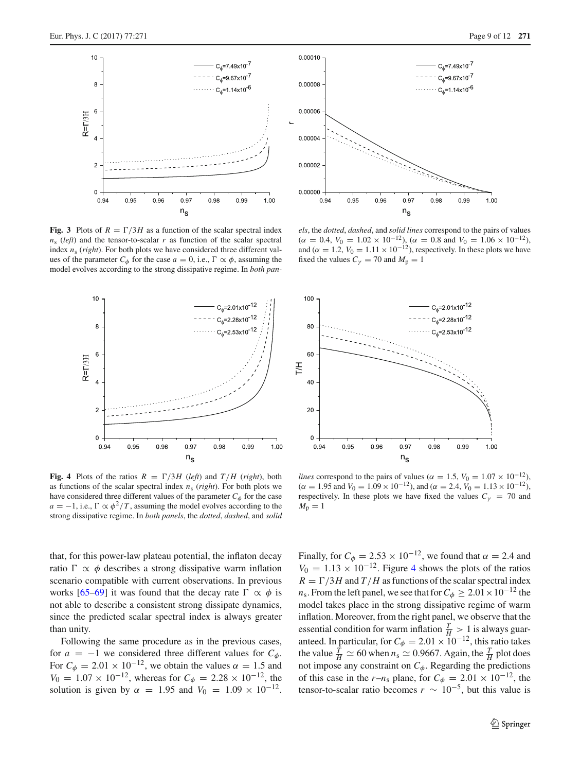**Fig. 3** Plots of $R = \Gamma/3H$ as a function of the scalar spectral index $n_s$ (*left*) and the tensor-to-scalar $r$ as function of the scalar spectral index $n_s$ (*right*). For both plots we have considered three different values of the parameter $C_\phi$ for the case $a = 0$, i.e., $\Gamma \propto \phi$, assuming the model evolves according to the strong dissipative regime. In *both panels*, the *dotted*, *dashed*, and *solid lines* correspond to the pairs of values ($\alpha = 0.4$, $V_0 = 1.02 \times 10^{-12}$), ($\alpha = 0.8$ and $V_0 = 1.06 \times 10^{-12}$), and ($\alpha = 1.2$, $V_0 = 1.11 \times 10^{-12}$), respectively. In these plots we have fixed the values $C_\gamma = 70$ and $M_p = 1$

**Fig. 4** Plots of the ratios $R = \Gamma/3H$ (*left*) and $T/H$ (*right*), both as functions of the scalar spectral index $n_s$ (*right*). For both plots we have considered three different values of the parameter $C_\phi$ for the case $a = -1$, i.e., $\Gamma \propto \phi^2/T$, assuming the model evolves according to the strong dissipative regime. In *both panels*, the *dotted*, *dashed*, and *solid lines* correspond to the pairs of values ($\alpha = 1.5$, $V_0 = 1.07 \times 10^{-12}$), ($\alpha = 1.95$ and $V_0 = 1.09 \times 10^{-12}$), and ($\alpha = 2.4$, $V_0 = 1.13 \times 10^{-12}$), respectively. In these plots we have fixed the values $C_\gamma = 70$ and $M_p = 1$

that, for this power-law plateau potential, the inflaton decay ratio $\Gamma \propto \phi$ describes a strong dissipative warm inflation scenario compatible with current observations. In previous works [65–69] it was found that the decay rate $\Gamma \propto \phi$ is not able to describe a consistent strong dissipate dynamics, since the predicted scalar spectral index is always greater than unity.

Following the same procedure as in the previous cases, for $a = -1$ we considered three different values for $C_\phi$. For $C_\phi = 2.01 \times 10^{-12}$, we obtain the values $\alpha = 1.5$ and $V_0 = 1.07 \times 10^{-12}$, whereas for $C_\phi = 2.28 \times 10^{-12}$, the solution is given by $\alpha = 1.95$ and $V_0 = 1.09 \times 10^{-12}$. Finally, for $C_\phi = 2.53 \times 10^{-12}$, we found that $\alpha = 2.4$ and $V_0 = 1.13 \times 10^{-12}$. Figure 4 shows the plots of the ratios $R = \Gamma/3H$ and $T/H$ as functions of the scalar spectral index $n_s$. From the left panel, we see that for $C_\phi \geq 2.01 \times 10^{-12}$ the model takes place in the strong dissipative regime of warm inflation. Moreover, from the right panel, we observe that the essential condition for warm inflation $\frac{T}{H} > 1$ is always guaranteed. In particular, for $C_\phi = 2.01 \times 10^{-12}$, this ratio takes the value $\frac{T}{H} \simeq 60$ when $n_s \simeq 0.9667$. Again, the $\frac{T}{H}$ plot does not impose any constraint on $C_\phi$. Regarding the predictions of this case in the $r$–$n_s$ plane, for $C_\phi = 2.01 \times 10^{-12}$, the tensor-to-scalar ratio becomes $r \sim 10^{-5}$, but this value is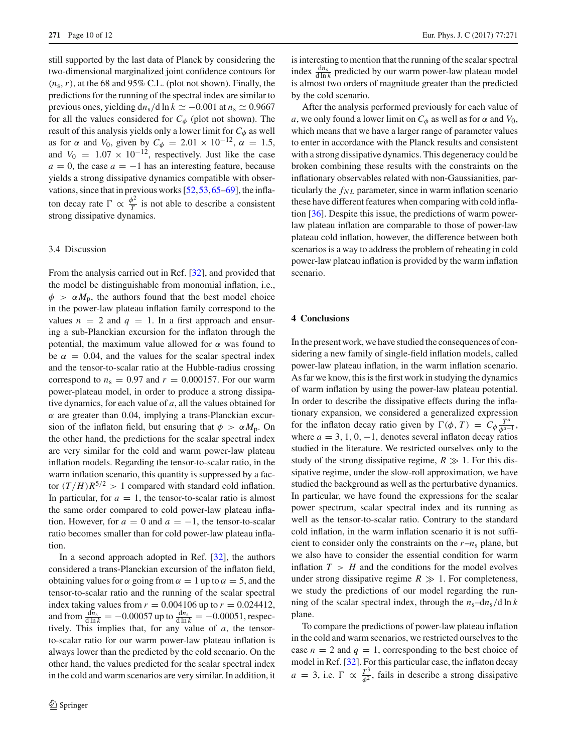still supported by the last data of Planck by considering the two-dimensional marginalized joint confidence contours for $(n_s, r)$, at the 68 and 95% C.L. (plot not shown). Finally, the predictions for the running of the spectral index are similar to previous ones, yielding $dn_s/d\ln k \simeq -0.001$ at $n_s \simeq 0.9667$ for all the values considered for $C_\phi$ (plot not shown). The result of this analysis yields only a lower limit for $C_\phi$ as well as for $\alpha$ and $V_0$, given by $C_\phi = 2.01 \times 10^{-12}$, $\alpha = 1.5$, and $V_0 = 1.07 \times 10^{-12}$, respectively. Just like the case $a = 0$, the case $a = -1$ has an interesting feature, because yields a strong dissipative dynamics compatible with observations, since that in previous works [52,53,65–69], the inflaton decay rate $\Gamma \propto \frac{\phi^2}{T}$ is not able to describe a consistent strong dissipative dynamics.

### 3.4 Discussion

From the analysis carried out in Ref. [32], and provided that the model be distinguishable from monomial inflation, i.e., $\phi > \alpha M_p$, the authors found that the best model choice in the power-law plateau inflation family correspond to the values $n = 2$ and $q = 1$. In a first approach and ensuring a sub-Planckian excursion for the inflaton through the potential, the maximum value allowed for $\alpha$ was found to be $\alpha = 0.04$, and the values for the scalar spectral index and the tensor-to-scalar ratio at the Hubble-radius crossing correspond to $n_s = 0.97$ and $r = 0.000157$. For our warm power-plateau model, in order to produce a strong dissipative dynamics, for each value of $a$, all the values obtained for $\alpha$ are greater than 0.04, implying a trans-Planckian excursion of the inflaton field, but ensuring that $\phi > \alpha M_p$. On the other hand, the predictions for the scalar spectral index are very similar for the cold and warm power-law plateau inflation models. Regarding the tensor-to-scalar ratio, in the warm inflation scenario, this quantity is suppressed by a factor $(T/H)R^{5/2} > 1$ compared with standard cold inflation. In particular, for $a = 1$, the tensor-to-scalar ratio is almost the same order compared to cold power-law plateau inflation. However, for $a = 0$ and $a = -1$, the tensor-to-scalar ratio becomes smaller than for cold power-law plateau inflation.

In a second approach adopted in Ref. [32], the authors considered a trans-Planckian excursion of the inflaton field, obtaining values for $\alpha$ going from $\alpha = 1$ up to $\alpha = 5$, and the tensor-to-scalar ratio and the running of the scalar spectral index taking values from $r = 0.004106$ up to $r = 0.024412$, and from $\frac{dn_s}{d\ln k} = -0.00057$ up to $\frac{dn_s}{d\ln k} = -0.00051$, respectively. This implies that, for any value of $a$, the tensor-to-scalar ratio for our warm power-law plateau inflation is always lower than the predicted by the cold scenario. On the other hand, the values predicted for the scalar spectral index in the cold and warm scenarios are very similar. In addition, it is interesting to mention that the running of the scalar spectral index $\frac{dn_s}{d\ln k}$ predicted by our warm power-law plateau model is almost two orders of magnitude greater than the predicted by the cold scenario.

After the analysis performed previously for each value of $a$, we only found a lower limit on $C_\phi$ as well as for $\alpha$ and $V_0$, which means that we have a larger range of parameter values to enter in accordance with the Planck results and consistent with a strong dissipative dynamics. This degeneracy could be broken combining these results with the constraints on the inflationary observables related with non-Gaussianities, particularly the $f_{NL}$ parameter, since in warm inflation scenario these have different features when comparing with cold inflation [36]. Despite this issue, the predictions of warm power-law plateau inflation are comparable to those of power-law plateau cold inflation, however, the difference between both scenarios is a way to address the problem of reheating in cold power-law plateau inflation is provided by the warm inflation scenario.

## 4 Conclusions

In the present work, we have studied the consequences of considering a new family of single-field inflation models, called power-law plateau inflation, in the warm inflation scenario. As far we know, this is the first work in studying the dynamics of warm inflation by using the power-law plateau potential. In order to describe the dissipative effects during the inflationary expansion, we considered a generalized expression for the inflaton decay ratio given by $\Gamma(\phi, T) = C_\phi \frac{T^a}{\phi^{a-1}}$, where $a = 3, 1, 0, -1$, denotes several inflaton decay ratios studied in the literature. We restricted ourselves only to the study of the strong dissipative regime, $R \gg 1$. For this dissipative regime, under the slow-roll approximation, we have studied the background as well as the perturbative dynamics. In particular, we have found the expressions for the scalar power spectrum, scalar spectral index and its running as well as the tensor-to-scalar ratio. Contrary to the standard cold inflation, in the warm inflation scenario it is not sufficient to consider only the constraints on the $r$–$n_s$ plane, but we also have to consider the essential condition for warm inflation $T > H$ and the conditions for the model evolves under strong dissipative regime $R \gg 1$. For completeness, we study the predictions of our model regarding the running of the scalar spectral index, through the $n_s$–$dn_s/d\ln k$ plane.

To compare the predictions of power-law plateau inflation in the cold and warm scenarios, we restricted ourselves to the case $n = 2$ and $q = 1$, corresponding to the best choice of model in Ref. [32]. For this particular case, the inflaton decay $a = 3$, i.e. $\Gamma \propto \frac{T^3}{\phi^2}$, fails in describe a strong dissipative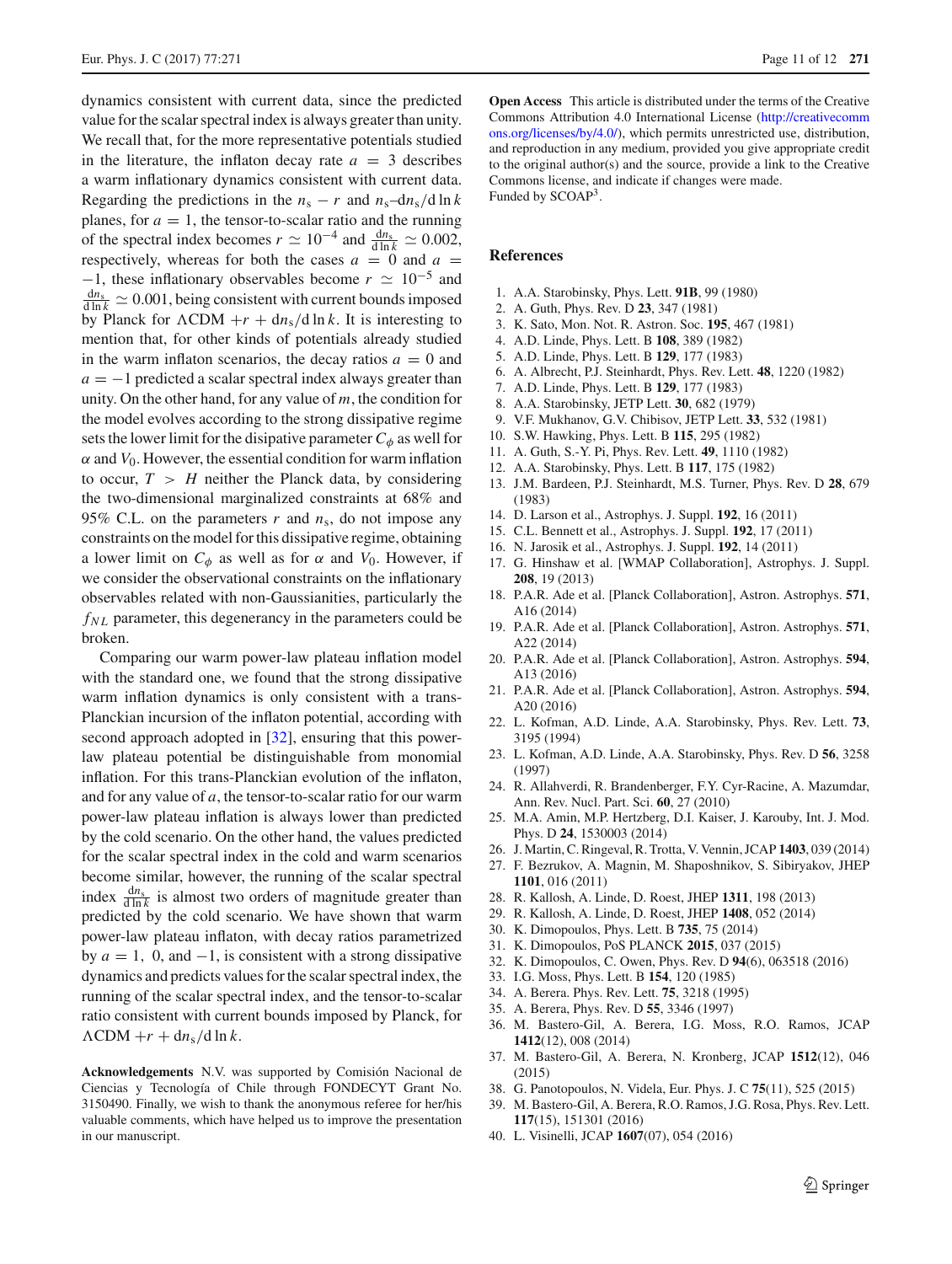dynamics consistent with current data, since the predicted value for the scalar spectral index is always greater than unity. We recall that, for the more representative potentials studied in the literature, the inflaton decay rate $a = 3$ describes a warm inflationary dynamics consistent with current data. Regarding the predictions in the $n_s - r$ and $n_s$–$dn_s/d\ln k$ planes, for $a = 1$, the tensor-to-scalar ratio and the running of the spectral index becomes $r \simeq 10^{-4}$ and $\frac{dn_s}{d\ln k} \simeq 0.002$, respectively, whereas for both the cases $a = 0$ and $a = -1$, these inflationary observables become $r \simeq 10^{-5}$ and $\frac{dn_s}{d\ln k} \simeq 0.001$, being consistent with current bounds imposed by Planck for $\Lambda$CDM $+r + dn_s/d\ln k$. It is interesting to mention that, for other kinds of potentials already studied in the warm inflaton scenarios, the decay ratios $a = 0$ and $a = -1$ predicted a scalar spectral index always greater than unity. On the other hand, for any value of $m$, the condition for the model evolves according to the strong dissipative regime sets the lower limit for the disipative parameter $C_\phi$ as well for $\alpha$ and $V_0$. However, the essential condition for warm inflation to occur, $T > H$ neither the Planck data, by considering the two-dimensional marginalized constraints at 68% and 95% C.L. on the parameters $r$ and $n_s$, do not impose any constraints on the model for this dissipative regime, obtaining a lower limit on $C_\phi$ as well as for $\alpha$ and $V_0$. However, if we consider the observational constraints on the inflationary observables related with non-Gaussianities, particularly the $f_{NL}$ parameter, this degeneracy in the parameters could be broken.

Comparing our warm power-law plateau inflation model with the standard one, we found that the strong dissipative warm inflation dynamics is only consistent with a trans-Planckian incursion of the inflaton potential, according with second approach adopted in [32], ensuring that this power-law plateau potential be distinguishable from monomial inflation. For this trans-Planckian evolution of the inflaton, and for any value of $a$, the tensor-to-scalar ratio for our warm power-law plateau inflation is always lower than predicted by the cold scenario. On the other hand, the values predicted for the scalar spectral index in the cold and warm scenarios become similar, however, the running of the scalar spectral index $\frac{dn_s}{d\ln k}$ is almost two orders of magnitude greater than predicted by the cold scenario. We have shown that warm power-law plateau inflaton, with decay ratios parametrized by $a = 1,\ 0$, and $-1$, is consistent with a strong dissipative dynamics and predicts values for the scalar spectral index, the running of the scalar spectral index, and the tensor-to-scalar ratio consistent with current bounds imposed by Planck, for $\Lambda$CDM $+r + dn_s/d\ln k$.

**Acknowledgements** N.V. was supported by Comisión Nacional de Ciencias y Tecnología of Chile through FONDECYT Grant No. 3150490. Finally, we wish to thank the anonymous referee for her/his valuable comments, which have helped us to improve the presentation in our manuscript.

**Open Access** This article is distributed under the terms of the Creative Commons Attribution 4.0 International License (http://creativecommons.org/licenses/by/4.0/), which permits unrestricted use, distribution, and reproduction in any medium, provided you give appropriate credit to the original author(s) and the source, provide a link to the Creative Commons license, and indicate if changes were made.
Funded by SCOAP[3].

## References

1. A.A. Starobinsky, Phys. Lett. **91B**, 99 (1980)
2. A. Guth, Phys. Rev. D **23**, 347 (1981)
3. K. Sato, Mon. Not. R. Astron. Soc. **195**, 467 (1981)
4. A.D. Linde, Phys. Lett. B **108**, 389 (1982)
5. A.D. Linde, Phys. Lett. B **129**, 177 (1983)
6. A. Albrecht, P.J. Steinhardt, Phys. Rev. Lett. **48**, 1220 (1982)
7. A.D. Linde, Phys. Lett. B **129**, 177 (1983)
8. A.A. Starobinsky, JETP Lett. **30**, 682 (1979)
9. V.F. Mukhanov, G.V. Chibisov, JETP Lett. **33**, 532 (1981)
10. S.W. Hawking, Phys. Lett. B **115**, 295 (1982)
11. A. Guth, S.-Y. Pi, Phys. Rev. Lett. **49**, 1110 (1982)
12. A.A. Starobinsky, Phys. Lett. B **117**, 175 (1982)
13. J.M. Bardeen, P.J. Steinhardt, M.S. Turner, Phys. Rev. D **28**, 679 (1983)
14. D. Larson et al., Astrophys. J. Suppl. **192**, 16 (2011)
15. C.L. Bennett et al., Astrophys. J. Suppl. **192**, 17 (2011)
16. N. Jarosik et al., Astrophys. J. Suppl. **192**, 14 (2011)
17. G. Hinshaw et al. [WMAP Collaboration], Astrophys. J. Suppl. **208**, 19 (2013)
18. P.A.R. Ade et al. [Planck Collaboration], Astron. Astrophys. **571**, A16 (2014)
19. P.A.R. Ade et al. [Planck Collaboration], Astron. Astrophys. **571**, A22 (2014)
20. P.A.R. Ade et al. [Planck Collaboration], Astron. Astrophys. **594**, A13 (2016)
21. P.A.R. Ade et al. [Planck Collaboration], Astron. Astrophys. **594**, A20 (2016)
22. L. Kofman, A.D. Linde, A.A. Starobinsky, Phys. Rev. Lett. **73**, 3195 (1994)
23. L. Kofman, A.D. Linde, A.A. Starobinsky, Phys. Rev. D **56**, 3258 (1997)
24. R. Allahverdi, R. Brandenberger, F.Y. Cyr-Racine, A. Mazumdar, Ann. Rev. Nucl. Part. Sci. **60**, 27 (2010)
25. M.A. Amin, M.P. Hertzberg, D.I. Kaiser, J. Karouby, Int. J. Mod. Phys. D **24**, 1530003 (2014)
26. J. Martin, C. Ringeval, R. Trotta, V. Vennin, JCAP **1403**, 039 (2014)
27. F. Bezrukov, A. Magnin, M. Shaposhnikov, S. Sibiryakov, JHEP **1101**, 016 (2011)
28. R. Kallosh, A. Linde, D. Roest, JHEP **1311**, 198 (2013)
29. R. Kallosh, A. Linde, D. Roest, JHEP **1408**, 052 (2014)
30. K. Dimopoulos, Phys. Lett. B **735**, 75 (2014)
31. K. Dimopoulos, PoS PLANCK **2015**, 037 (2015)
32. K. Dimopoulos, C. Owen, Phys. Rev. D **94**(6), 063518 (2016)
33. I.G. Moss, Phys. Lett. B **154**, 120 (1985)
34. A. Berera. Phys. Rev. Lett. **75**, 3218 (1995)
35. A. Berera, Phys. Rev. D **55**, 3346 (1997)
36. M. Bastero-Gil, A. Berera, I.G. Moss, R.O. Ramos, JCAP **1412**(12), 008 (2014)
37. M. Bastero-Gil, A. Berera, N. Kronberg, JCAP **1512**(12), 046 (2015)
38. G. Panotopoulos, N. Videla, Eur. Phys. J. C **75**(11), 525 (2015)
39. M. Bastero-Gil, A. Berera, R.O. Ramos, J.G. Rosa, Phys. Rev. Lett. **117**(15), 151301 (2016)
40. L. Visinelli, JCAP **1607**(07), 054 (2016)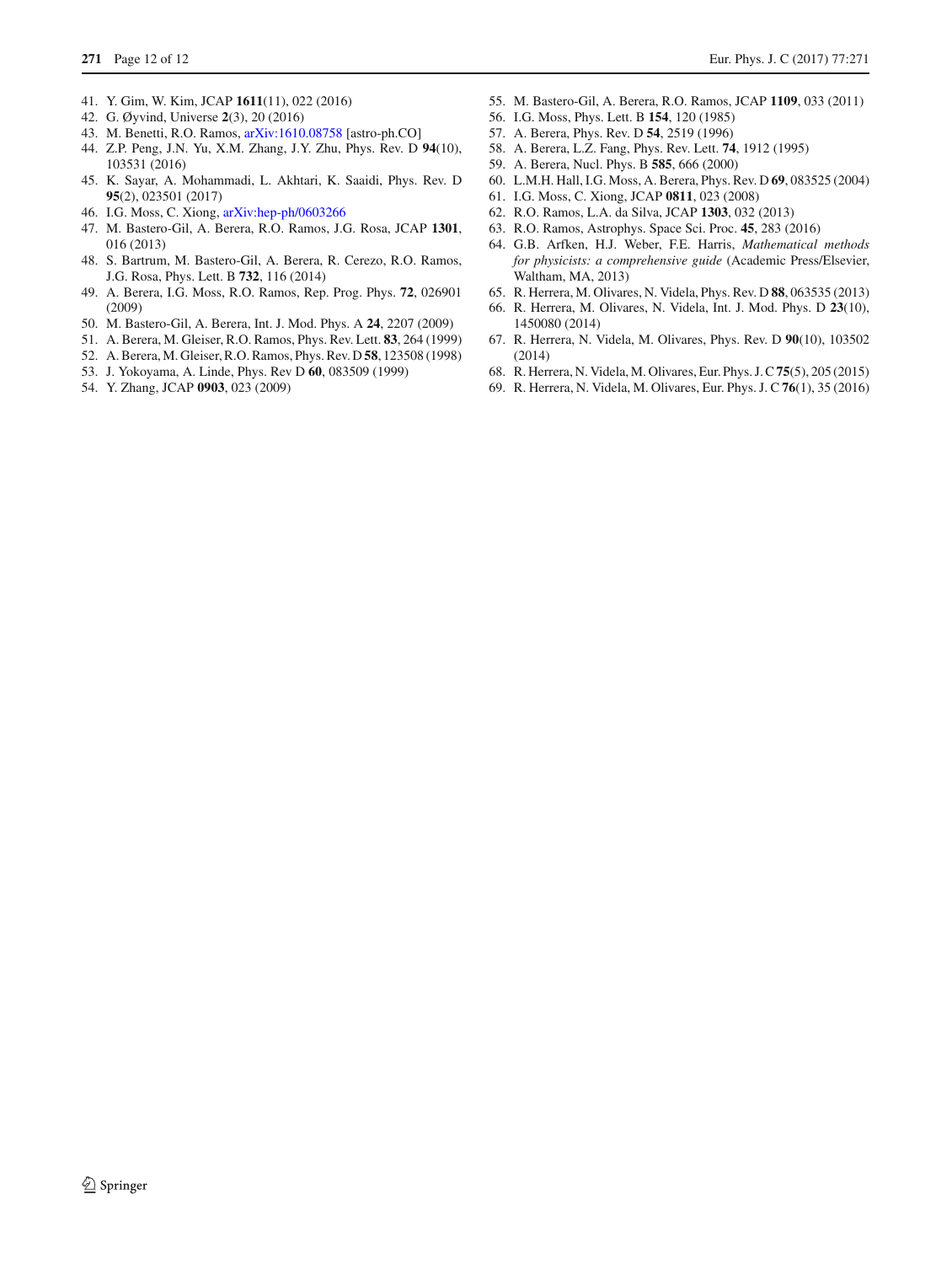41. Y. Gim, W. Kim, JCAP **1611**(11), 022 (2016)
42. G. Øyvind, Universe **2**(3), 20 (2016)
43. M. Benetti, R.O. Ramos, arXiv:1610.08758 [astro-ph.CO]
44. Z.P. Peng, J.N. Yu, X.M. Zhang, J.Y. Zhu, Phys. Rev. D **94**(10), 103531 (2016)
45. K. Sayar, A. Mohammadi, L. Akhtari, K. Saaidi, Phys. Rev. D **95**(2), 023501 (2017)
46. I.G. Moss, C. Xiong, arXiv:hep-ph/0603266
47. M. Bastero-Gil, A. Berera, R.O. Ramos, J.G. Rosa, JCAP **1301**, 016 (2013)
48. S. Bartrum, M. Bastero-Gil, A. Berera, R. Cerezo, R.O. Ramos, J.G. Rosa, Phys. Lett. B **732**, 116 (2014)
49. A. Berera, I.G. Moss, R.O. Ramos, Rep. Prog. Phys. **72**, 026901 (2009)
50. M. Bastero-Gil, A. Berera, Int. J. Mod. Phys. A **24**, 2207 (2009)
51. A. Berera, M. Gleiser, R.O. Ramos, Phys. Rev. Lett. **83**, 264 (1999)
52. A. Berera, M. Gleiser, R.O. Ramos, Phys. Rev. D **58**, 123508 (1998)
53. J. Yokoyama, A. Linde, Phys. Rev D **60**, 083509 (1999)
54. Y. Zhang, JCAP **0903**, 023 (2009)
55. M. Bastero-Gil, A. Berera, R.O. Ramos, JCAP **1109**, 033 (2011)
56. I.G. Moss, Phys. Lett. B **154**, 120 (1985)
57. A. Berera, Phys. Rev. D **54**, 2519 (1996)
58. A. Berera, L.Z. Fang, Phys. Rev. Lett. **74**, 1912 (1995)
59. A. Berera, Nucl. Phys. B **585**, 666 (2000)
60. L.M.H. Hall, I.G. Moss, A. Berera, Phys. Rev. D **69**, 083525 (2004)
61. I.G. Moss, C. Xiong, JCAP **0811**, 023 (2008)
62. R.O. Ramos, L.A. da Silva, JCAP **1303**, 032 (2013)
63. R.O. Ramos, Astrophys. Space Sci. Proc. **45**, 283 (2016)
64. G.B. Arfken, H.J. Weber, F.E. Harris, *Mathematical methods for physicists: a comprehensive guide* (Academic Press/Elsevier, Waltham, MA, 2013)
65. R. Herrera, M. Olivares, N. Videla, Phys. Rev. D **88**, 063535 (2013)
66. R. Herrera, M. Olivares, N. Videla, Int. J. Mod. Phys. D **23**(10), 1450080 (2014)
67. R. Herrera, N. Videla, M. Olivares, Phys. Rev. D **90**(10), 103502 (2014)
68. R. Herrera, N. Videla, M. Olivares, Eur. Phys. J. C **75**(5), 205 (2015)
69. R. Herrera, N. Videla, M. Olivares, Eur. Phys. J. C **76**(1), 35 (2016)